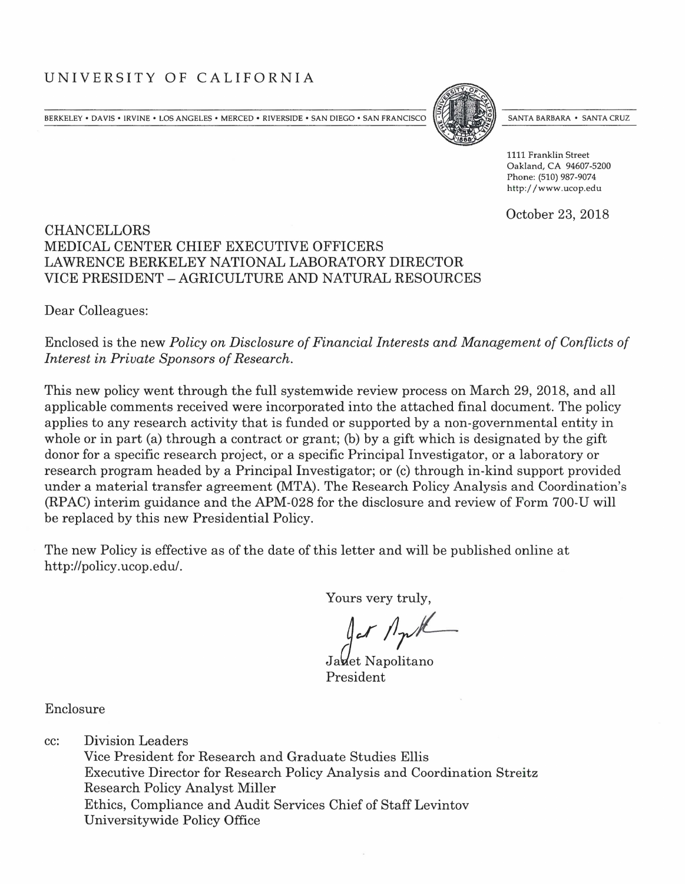# UNIVERSITY OF CALIFORNIA

BERKELEY • DAVIS • IRVINE • LOS ANGELES • MERCED • RIVERSIDE • SAN DIEGO • SAN FRANCISCO    SANTA BARBARA • SANTA CRUZ

1111 Franklin Street
Oakland, CA 94607-5200
Phone: (510) 987-9074
http://www.ucop.edu

October 23, 2018

CHANCELLORS
MEDICAL CENTER CHIEF EXECUTIVE OFFICERS
LAWRENCE BERKELEY NATIONAL LABORATORY DIRECTOR
VICE PRESIDENT – AGRICULTURE AND NATURAL RESOURCES

Dear Colleagues:

Enclosed is the new *Policy on Disclosure of Financial Interests and Management of Conflicts of Interest in Private Sponsors of Research.*

This new policy went through the full systemwide review process on March 29, 2018, and all applicable comments received were incorporated into the attached final document. The policy applies to any research activity that is funded or supported by a non-governmental entity in whole or in part (a) through a contract or grant; (b) by a gift which is designated by the gift donor for a specific research project, or a specific Principal Investigator, or a laboratory or research program headed by a Principal Investigator; or (c) through in-kind support provided under a material transfer agreement (MTA). The Research Policy Analysis and Coordination's (RPAC) interim guidance and the APM-028 for the disclosure and review of Form 700-U will be replaced by this new Presidential Policy.

The new Policy is effective as of the date of this letter and will be published online at http://policy.ucop.edu/.

Yours very truly,

Janet Napolitano
President

Enclosure

cc: Division Leaders
Vice President for Research and Graduate Studies Ellis
Executive Director for Research Policy Analysis and Coordination Streitz
Research Policy Analyst Miller
Ethics, Compliance and Audit Services Chief of Staff Levintov
Universitywide Policy Office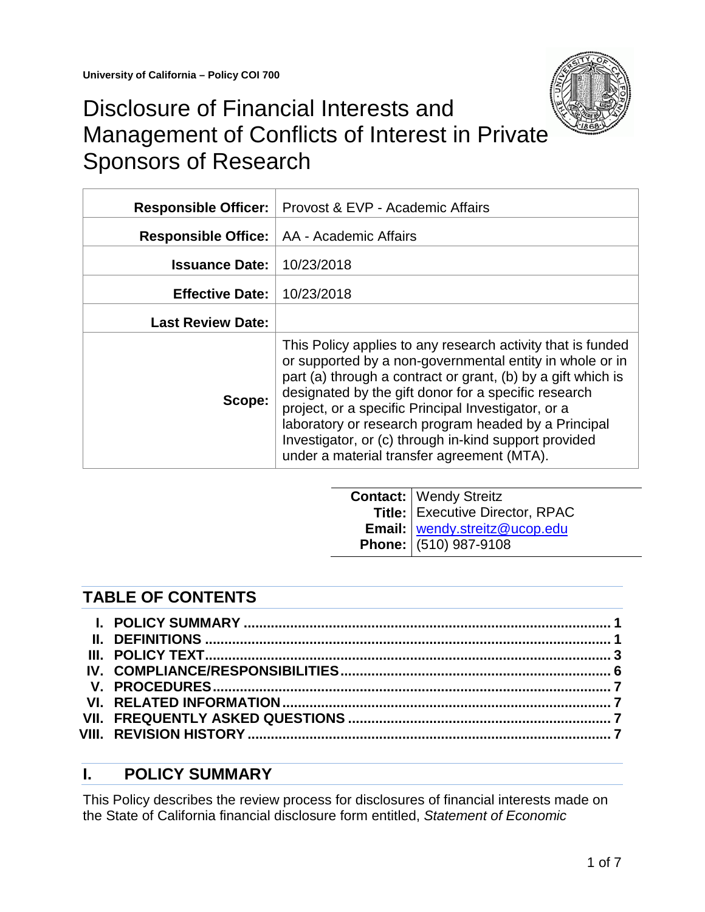University of California – Policy COI 700

# Disclosure of Financial Interests and Management of Conflicts of Interest in Private Sponsors of Research

| | |
|---|---|
| **Responsible Officer:** | Provost & EVP - Academic Affairs |
| **Responsible Office:** | AA - Academic Affairs |
| **Issuance Date:** | 10/23/2018 |
| **Effective Date:** | 10/23/2018 |
| **Last Review Date:** | |
| **Scope:** | This Policy applies to any research activity that is funded or supported by a non-governmental entity in whole or in part (a) through a contract or grant, (b) by a gift which is designated by the gift donor for a specific research project, or a specific Principal Investigator, or a laboratory or research program headed by a Principal Investigator, or (c) through in-kind support provided under a material transfer agreement (MTA). |

| | |
|---|---|
| **Contact:** | Wendy Streitz |
| **Title:** | Executive Director, RPAC |
| **Email:** | wendy.streitz@ucop.edu |
| **Phone:** | (510) 987-9108 |

## TABLE OF CONTENTS

- I. POLICY SUMMARY ..... 1
- II. DEFINITIONS ..... 1
- III. POLICY TEXT ..... 3
- IV. COMPLIANCE/RESPONSIBILITIES ..... 6
- V. PROCEDURES ..... 7
- VI. RELATED INFORMATION ..... 7
- VII. FREQUENTLY ASKED QUESTIONS ..... 7
- VIII. REVISION HISTORY ..... 7

## I. POLICY SUMMARY

This Policy describes the review process for disclosures of financial interests made on the State of California financial disclosure form entitled, *Statement of Economic*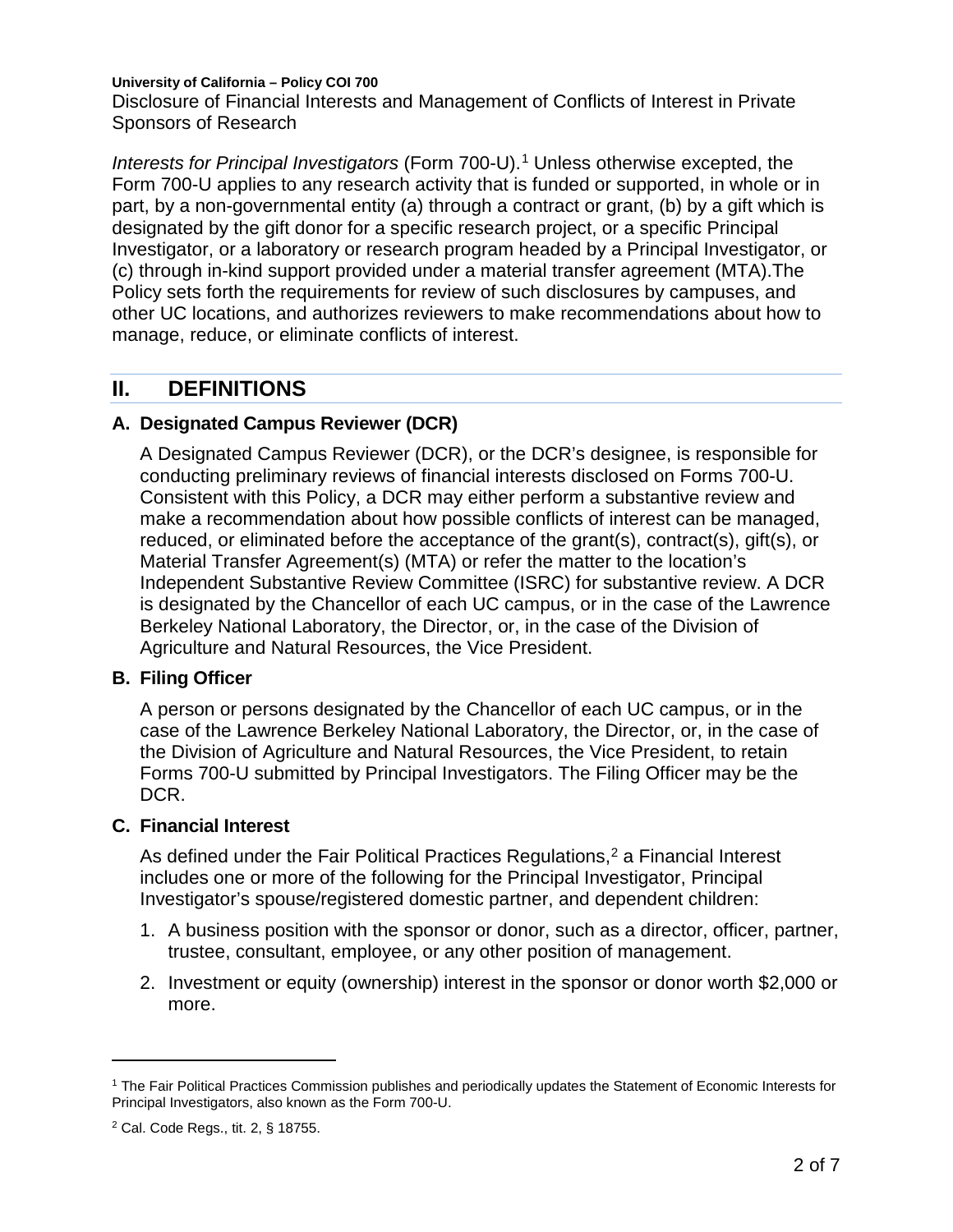*Interests for Principal Investigators* (Form 700-U).[1] Unless otherwise excepted, the Form 700-U applies to any research activity that is funded or supported, in whole or in part, by a non-governmental entity (a) through a contract or grant, (b) by a gift which is designated by the gift donor for a specific research project, or a specific Principal Investigator, or a laboratory or research program headed by a Principal Investigator, or (c) through in-kind support provided under a material transfer agreement (MTA).The Policy sets forth the requirements for review of such disclosures by campuses, and other UC locations, and authorizes reviewers to make recommendations about how to manage, reduce, or eliminate conflicts of interest.

## II. DEFINITIONS

### A. Designated Campus Reviewer (DCR)

A Designated Campus Reviewer (DCR), or the DCR's designee, is responsible for conducting preliminary reviews of financial interests disclosed on Forms 700-U. Consistent with this Policy, a DCR may either perform a substantive review and make a recommendation about how possible conflicts of interest can be managed, reduced, or eliminated before the acceptance of the grant(s), contract(s), gift(s), or Material Transfer Agreement(s) (MTA) or refer the matter to the location's Independent Substantive Review Committee (ISRC) for substantive review. A DCR is designated by the Chancellor of each UC campus, or in the case of the Lawrence Berkeley National Laboratory, the Director, or, in the case of the Division of Agriculture and Natural Resources, the Vice President.

### B. Filing Officer

A person or persons designated by the Chancellor of each UC campus, or in the case of the Lawrence Berkeley National Laboratory, the Director, or, in the case of the Division of Agriculture and Natural Resources, the Vice President, to retain Forms 700-U submitted by Principal Investigators. The Filing Officer may be the DCR.

### C. Financial Interest

As defined under the Fair Political Practices Regulations,[2] a Financial Interest includes one or more of the following for the Principal Investigator, Principal Investigator's spouse/registered domestic partner, and dependent children:

1. A business position with the sponsor or donor, such as a director, officer, partner, trustee, consultant, employee, or any other position of management.
2. Investment or equity (ownership) interest in the sponsor or donor worth $2,000 or more.

---

[1] The Fair Political Practices Commission publishes and periodically updates the Statement of Economic Interests for Principal Investigators, also known as the Form 700-U.

[2] Cal. Code Regs., tit. 2, § 18755.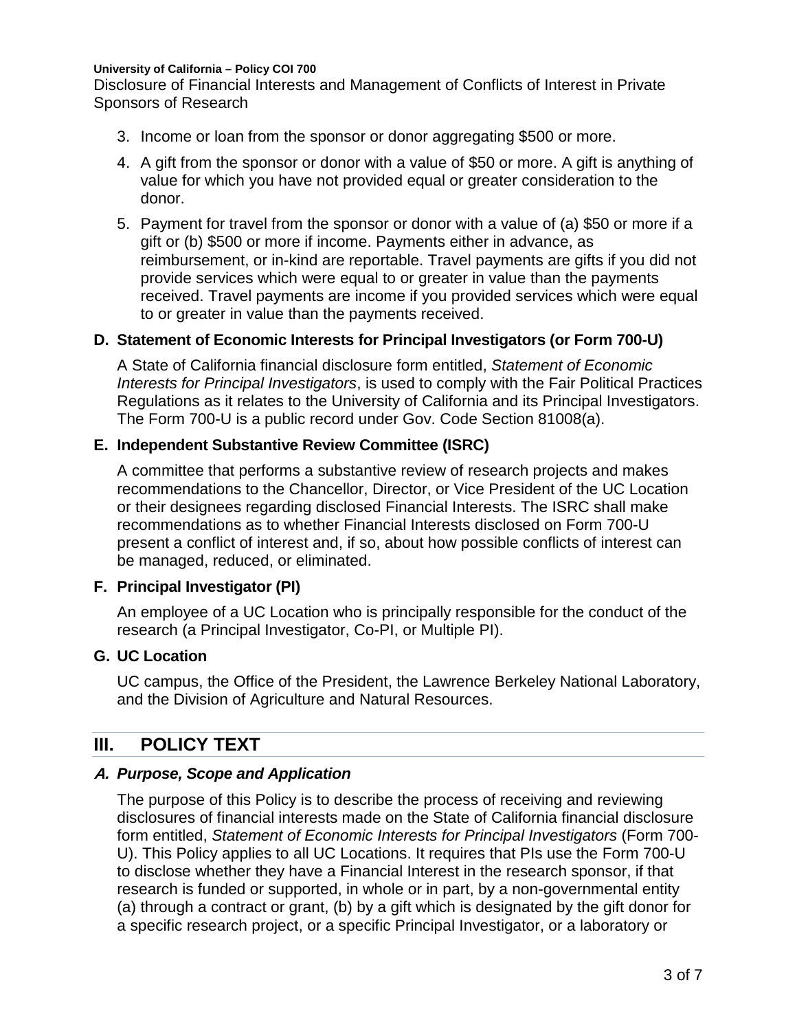3. Income or loan from the sponsor or donor aggregating $500 or more.
4. A gift from the sponsor or donor with a value of $50 or more. A gift is anything of value for which you have not provided equal or greater consideration to the donor.
5. Payment for travel from the sponsor or donor with a value of (a) $50 or more if a gift or (b) $500 or more if income. Payments either in advance, as reimbursement, or in-kind are reportable. Travel payments are gifts if you did not provide services which were equal to or greater in value than the payments received. Travel payments are income if you provided services which were equal to or greater in value than the payments received.

### D. Statement of Economic Interests for Principal Investigators (or Form 700-U)

A State of California financial disclosure form entitled, *Statement of Economic Interests for Principal Investigators*, is used to comply with the Fair Political Practices Regulations as it relates to the University of California and its Principal Investigators. The Form 700-U is a public record under Gov. Code Section 81008(a).

### E. Independent Substantive Review Committee (ISRC)

A committee that performs a substantive review of research projects and makes recommendations to the Chancellor, Director, or Vice President of the UC Location or their designees regarding disclosed Financial Interests. The ISRC shall make recommendations as to whether Financial Interests disclosed on Form 700-U present a conflict of interest and, if so, about how possible conflicts of interest can be managed, reduced, or eliminated.

### F. Principal Investigator (PI)

An employee of a UC Location who is principally responsible for the conduct of the research (a Principal Investigator, Co-PI, or Multiple PI).

### G. UC Location

UC campus, the Office of the President, the Lawrence Berkeley National Laboratory, and the Division of Agriculture and Natural Resources.

## III. POLICY TEXT

### *A. Purpose, Scope and Application*

The purpose of this Policy is to describe the process of receiving and reviewing disclosures of financial interests made on the State of California financial disclosure form entitled, *Statement of Economic Interests for Principal Investigators* (Form 700-U). This Policy applies to all UC Locations. It requires that PIs use the Form 700-U to disclose whether they have a Financial Interest in the research sponsor, if that research is funded or supported, in whole or in part, by a non-governmental entity (a) through a contract or grant, (b) by a gift which is designated by the gift donor for a specific research project, or a specific Principal Investigator, or a laboratory or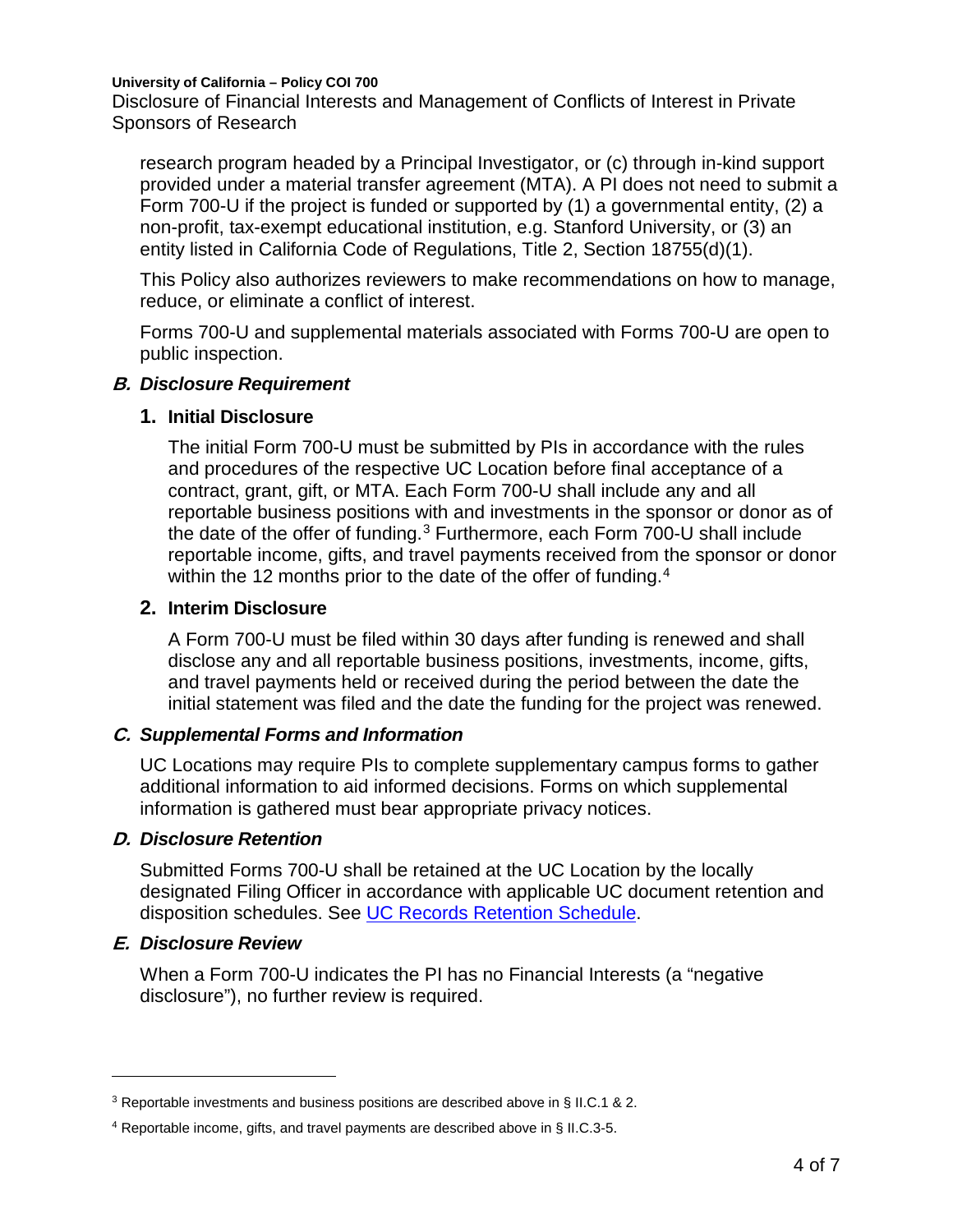research program headed by a Principal Investigator, or (c) through in-kind support provided under a material transfer agreement (MTA). A PI does not need to submit a Form 700-U if the project is funded or supported by (1) a governmental entity, (2) a non-profit, tax-exempt educational institution, e.g. Stanford University, or (3) an entity listed in California Code of Regulations, Title 2, Section 18755(d)(1).

This Policy also authorizes reviewers to make recommendations on how to manage, reduce, or eliminate a conflict of interest.

Forms 700-U and supplemental materials associated with Forms 700-U are open to public inspection.

### *B. Disclosure Requirement*

#### 1. Initial Disclosure

The initial Form 700-U must be submitted by PIs in accordance with the rules and procedures of the respective UC Location before final acceptance of a contract, grant, gift, or MTA. Each Form 700-U shall include any and all reportable business positions with and investments in the sponsor or donor as of the date of the offer of funding.[3] Furthermore, each Form 700-U shall include reportable income, gifts, and travel payments received from the sponsor or donor within the 12 months prior to the date of the offer of funding.[4]

#### 2. Interim Disclosure

A Form 700-U must be filed within 30 days after funding is renewed and shall disclose any and all reportable business positions, investments, income, gifts, and travel payments held or received during the period between the date the initial statement was filed and the date the funding for the project was renewed.

### *C. Supplemental Forms and Information*

UC Locations may require PIs to complete supplementary campus forms to gather additional information to aid informed decisions. Forms on which supplemental information is gathered must bear appropriate privacy notices.

### *D. Disclosure Retention*

Submitted Forms 700-U shall be retained at the UC Location by the locally designated Filing Officer in accordance with applicable UC document retention and disposition schedules. See [UC Records Retention Schedule](UC Records Retention Schedule).

### *E. Disclosure Review*

When a Form 700-U indicates the PI has no Financial Interests (a "negative disclosure"), no further review is required.

---

[3] Reportable investments and business positions are described above in § II.C.1 & 2.

[4] Reportable income, gifts, and travel payments are described above in § II.C.3-5.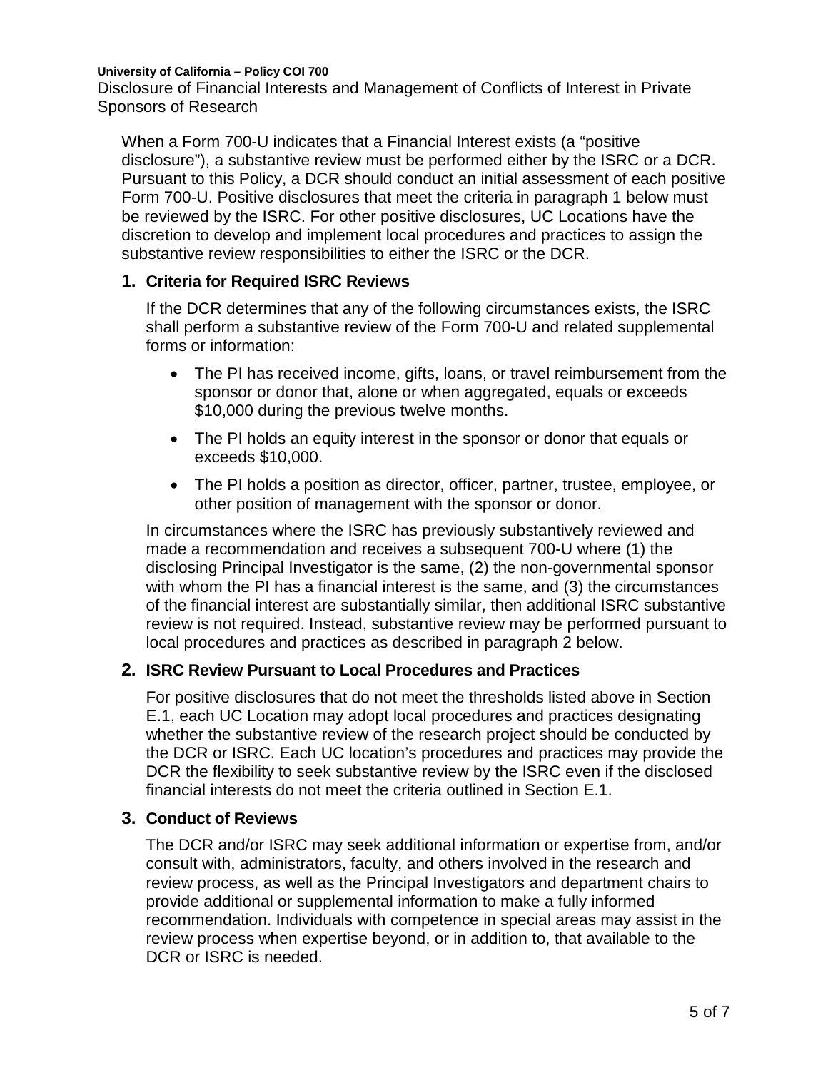When a Form 700-U indicates that a Financial Interest exists (a "positive disclosure"), a substantive review must be performed either by the ISRC or a DCR. Pursuant to this Policy, a DCR should conduct an initial assessment of each positive Form 700-U. Positive disclosures that meet the criteria in paragraph 1 below must be reviewed by the ISRC. For other positive disclosures, UC Locations have the discretion to develop and implement local procedures and practices to assign the substantive review responsibilities to either the ISRC or the DCR.

### 1. Criteria for Required ISRC Reviews

If the DCR determines that any of the following circumstances exists, the ISRC shall perform a substantive review of the Form 700-U and related supplemental forms or information:

- The PI has received income, gifts, loans, or travel reimbursement from the sponsor or donor that, alone or when aggregated, equals or exceeds $10,000 during the previous twelve months.
- The PI holds an equity interest in the sponsor or donor that equals or exceeds $10,000.
- The PI holds a position as director, officer, partner, trustee, employee, or other position of management with the sponsor or donor.

In circumstances where the ISRC has previously substantively reviewed and made a recommendation and receives a subsequent 700-U where (1) the disclosing Principal Investigator is the same, (2) the non-governmental sponsor with whom the PI has a financial interest is the same, and (3) the circumstances of the financial interest are substantially similar, then additional ISRC substantive review is not required. Instead, substantive review may be performed pursuant to local procedures and practices as described in paragraph 2 below.

### 2. ISRC Review Pursuant to Local Procedures and Practices

For positive disclosures that do not meet the thresholds listed above in Section E.1, each UC Location may adopt local procedures and practices designating whether the substantive review of the research project should be conducted by the DCR or ISRC. Each UC location's procedures and practices may provide the DCR the flexibility to seek substantive review by the ISRC even if the disclosed financial interests do not meet the criteria outlined in Section E.1.

### 3. Conduct of Reviews

The DCR and/or ISRC may seek additional information or expertise from, and/or consult with, administrators, faculty, and others involved in the research and review process, as well as the Principal Investigators and department chairs to provide additional or supplemental information to make a fully informed recommendation. Individuals with competence in special areas may assist in the review process when expertise beyond, or in addition to, that available to the DCR or ISRC is needed.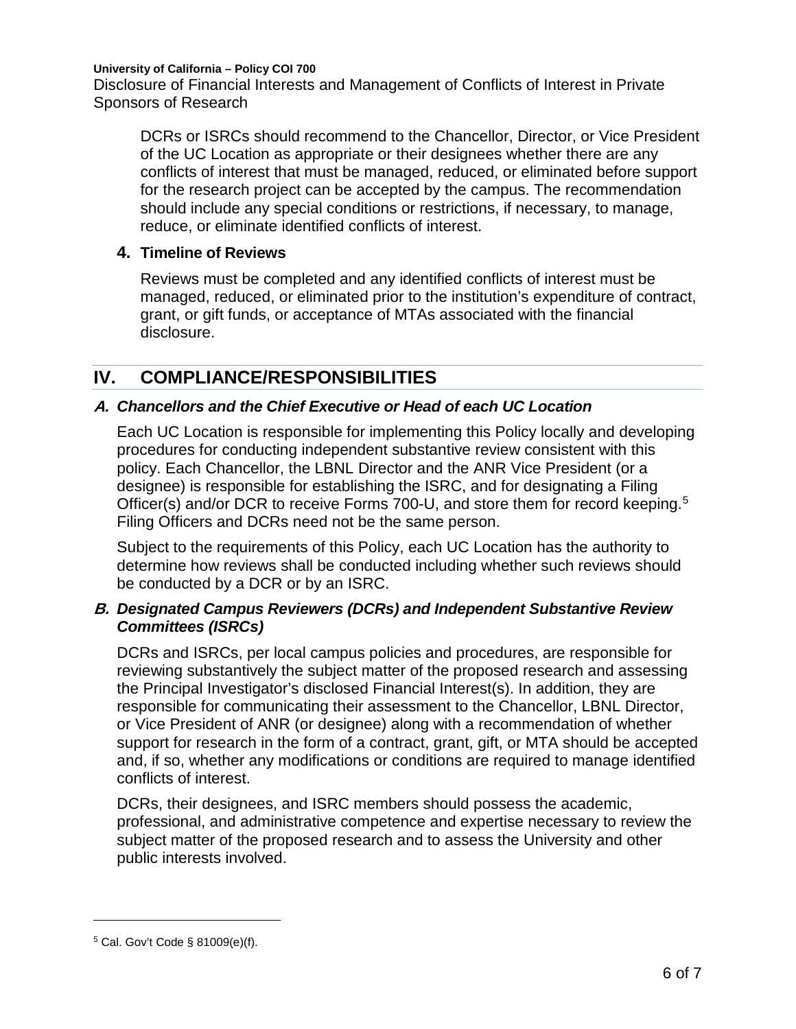DCRs or ISRCs should recommend to the Chancellor, Director, or Vice President of the UC Location as appropriate or their designees whether there are any conflicts of interest that must be managed, reduced, or eliminated before support for the research project can be accepted by the campus. The recommendation should include any special conditions or restrictions, if necessary, to manage, reduce, or eliminate identified conflicts of interest.

### 4. Timeline of Reviews

Reviews must be completed and any identified conflicts of interest must be managed, reduced, or eliminated prior to the institution's expenditure of contract, grant, or gift funds, or acceptance of MTAs associated with the financial disclosure.

## IV. COMPLIANCE/RESPONSIBILITIES

### *A. Chancellors and the Chief Executive or Head of each UC Location*

Each UC Location is responsible for implementing this Policy locally and developing procedures for conducting independent substantive review consistent with this policy. Each Chancellor, the LBNL Director and the ANR Vice President (or a designee) is responsible for establishing the ISRC, and for designating a Filing Officer(s) and/or DCR to receive Forms 700-U, and store them for record keeping.[5] Filing Officers and DCRs need not be the same person.

Subject to the requirements of this Policy, each UC Location has the authority to determine how reviews shall be conducted including whether such reviews should be conducted by a DCR or by an ISRC.

### *B. Designated Campus Reviewers (DCRs) and Independent Substantive Review Committees (ISRCs)*

DCRs and ISRCs, per local campus policies and procedures, are responsible for reviewing substantively the subject matter of the proposed research and assessing the Principal Investigator's disclosed Financial Interest(s). In addition, they are responsible for communicating their assessment to the Chancellor, LBNL Director, or Vice President of ANR (or designee) along with a recommendation of whether support for research in the form of a contract, grant, gift, or MTA should be accepted and, if so, whether any modifications or conditions are required to manage identified conflicts of interest.

DCRs, their designees, and ISRC members should possess the academic, professional, and administrative competence and expertise necessary to review the subject matter of the proposed research and to assess the University and other public interests involved.

---

[5] Cal. Gov't Code § 81009(e)(f).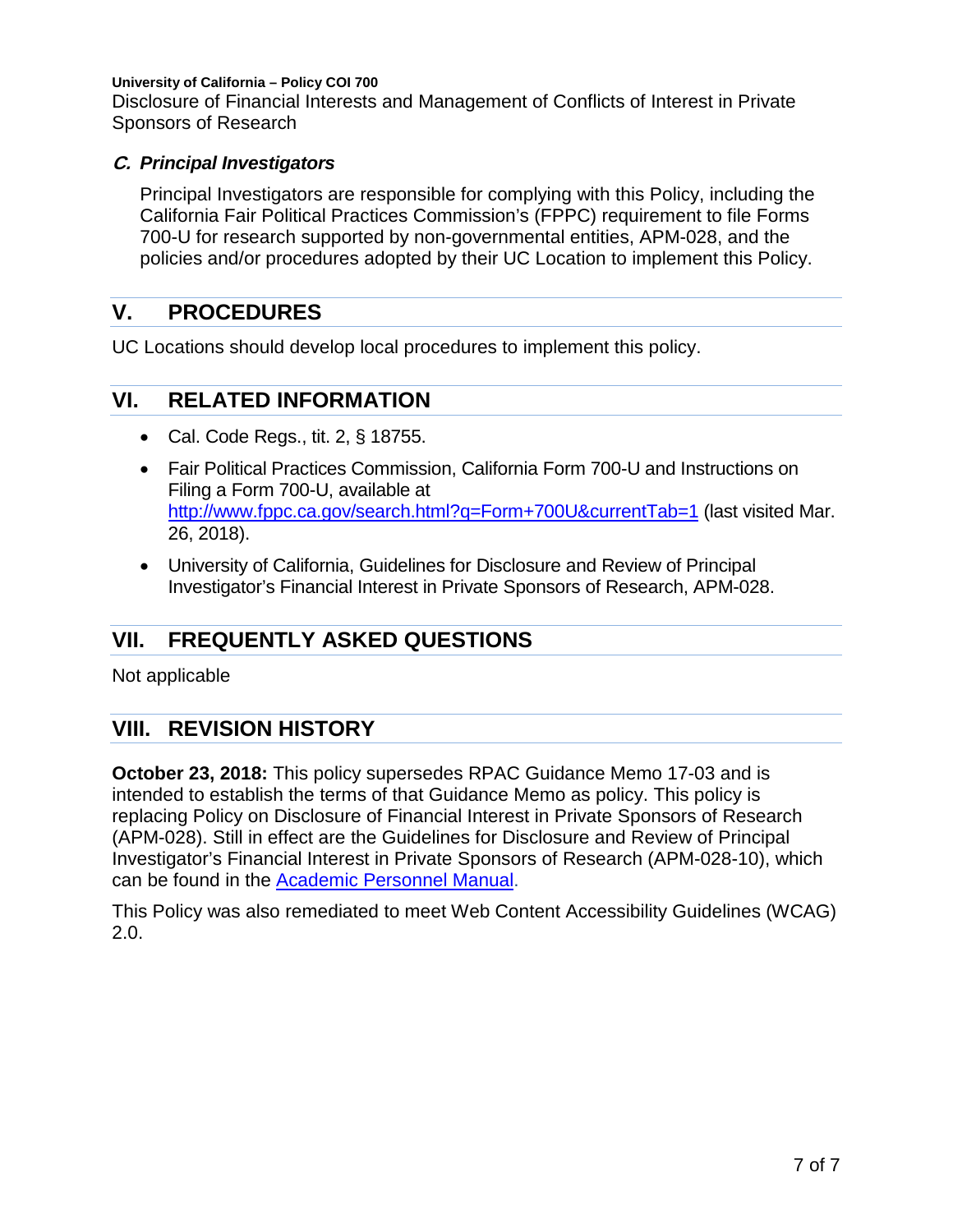### *C. Principal Investigators*

Principal Investigators are responsible for complying with this Policy, including the California Fair Political Practices Commission's (FPPC) requirement to file Forms 700-U for research supported by non-governmental entities, APM-028, and the policies and/or procedures adopted by their UC Location to implement this Policy.

## V. PROCEDURES

UC Locations should develop local procedures to implement this policy.

## VI. RELATED INFORMATION

- Cal. Code Regs., tit. 2, § 18755.
- Fair Political Practices Commission, California Form 700-U and Instructions on Filing a Form 700-U, available at [http://www.fppc.ca.gov/search.html?q=Form+700U&currentTab=1](http://www.fppc.ca.gov/search.html?q=Form+700U&currentTab=1) (last visited Mar. 26, 2018).
- University of California, Guidelines for Disclosure and Review of Principal Investigator's Financial Interest in Private Sponsors of Research, APM-028.

## VII. FREQUENTLY ASKED QUESTIONS

Not applicable

## VIII. REVISION HISTORY

**October 23, 2018:** This policy supersedes RPAC Guidance Memo 17-03 and is intended to establish the terms of that Guidance Memo as policy. This policy is replacing Policy on Disclosure of Financial Interest in Private Sponsors of Research (APM-028). Still in effect are the Guidelines for Disclosure and Review of Principal Investigator's Financial Interest in Private Sponsors of Research (APM-028-10), which can be found in the Academic Personnel Manual.

This Policy was also remediated to meet Web Content Accessibility Guidelines (WCAG) 2.0.